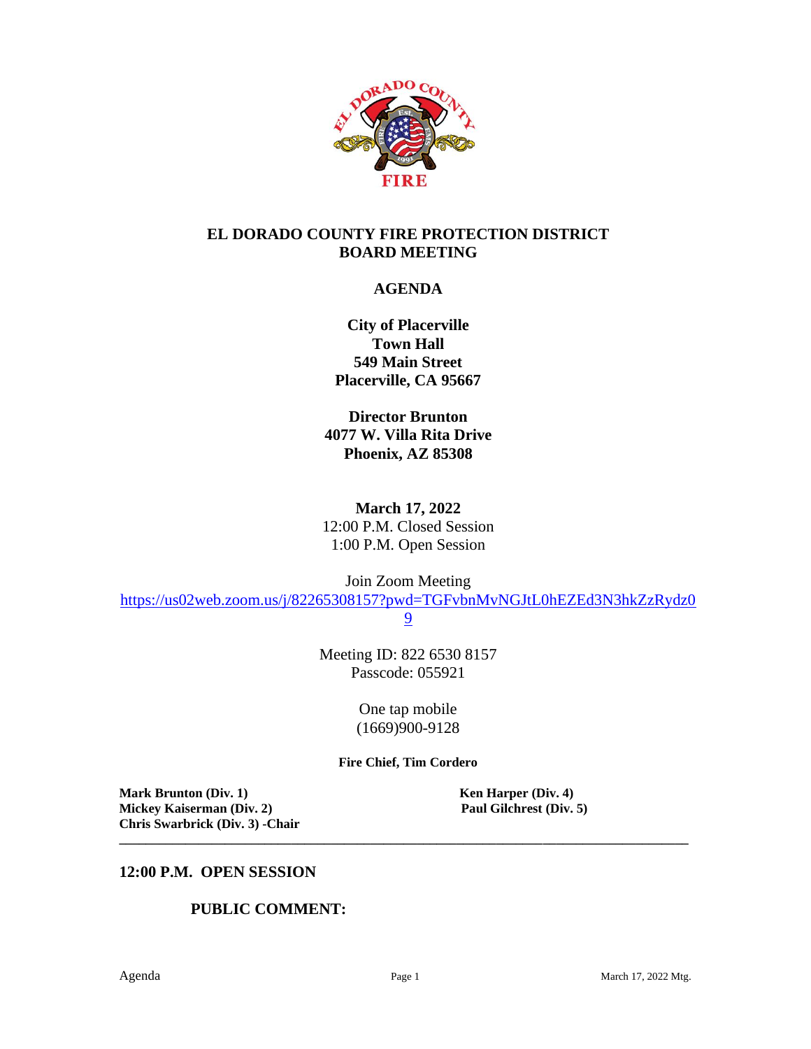# EL DORADO COUNTY FIRE PROTECTION DISTRICT BOARD MEETING

## AGENDA

**City of Placerville**
**Town Hall**
**549 Main Street**
**Placerville, CA 95667**

**Director Brunton**
**4077 W. Villa Rita Drive**
**Phoenix, AZ 85308**

**March 17, 2022**
12:00 P.M. Closed Session
1:00 P.M. Open Session

Join Zoom Meeting
https://us02web.zoom.us/j/82265308157?pwd=TGFvbnMvNGJtL0hEZEd3N3hkZzRydz09

Meeting ID: 822 6530 8157
Passcode: 055921

One tap mobile
(1669)900-9128

**Fire Chief, Tim Cordero**

**Mark Brunton (Div. 1)**
**Mickey Kaiserman (Div. 2)**
**Chris Swarbrick (Div. 3) -Chair**
**Ken Harper (Div. 4)**
**Paul Gilchrest (Div. 5)**

---

## 12:00 P.M. OPEN SESSION

**PUBLIC COMMENT:**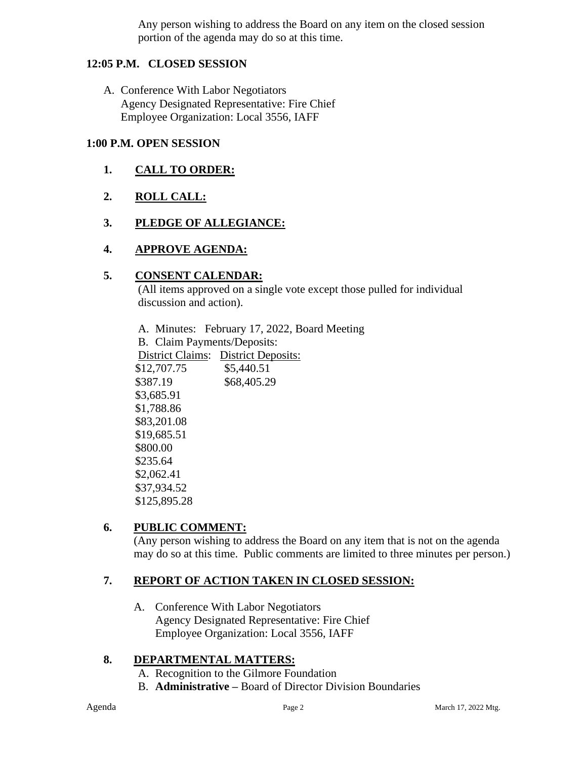Any person wishing to address the Board on any item on the closed session portion of the agenda may do so at this time.

**12:05 P.M. CLOSED SESSION**

A. Conference With Labor Negotiators
   Agency Designated Representative: Fire Chief
   Employee Organization: Local 3556, IAFF

**1:00 P.M. OPEN SESSION**

1. **CALL TO ORDER:**

2. **ROLL CALL:**

3. **PLEDGE OF ALLEGIANCE:**

4. **APPROVE AGENDA:**

5. **CONSENT CALENDAR:**
   (All items approved on a single vote except those pulled for individual discussion and action).

   A. Minutes: February 17, 2022, Board Meeting
   B. Claim Payments/Deposits:

| District Claims: | District Deposits: |
|---|---|
| $12,707.75 | $5,440.51 |
| $387.19 | $68,405.29 |
| $3,685.91 | |
| $1,788.86 | |
| $83,201.08 | |
| $19,685.51 | |
| $800.00 | |
| $235.64 | |
| $2,062.41 | |
| $37,934.52 | |
| $125,895.28 | |

6. **PUBLIC COMMENT:**
   (Any person wishing to address the Board on any item that is not on the agenda may do so at this time. Public comments are limited to three minutes per person.)

7. **REPORT OF ACTION TAKEN IN CLOSED SESSION:**

   A. Conference With Labor Negotiators
      Agency Designated Representative: Fire Chief
      Employee Organization: Local 3556, IAFF

8. **DEPARTMENTAL MATTERS:**
   A. Recognition to the Gilmore Foundation
   B. **Administrative –** Board of Director Division Boundaries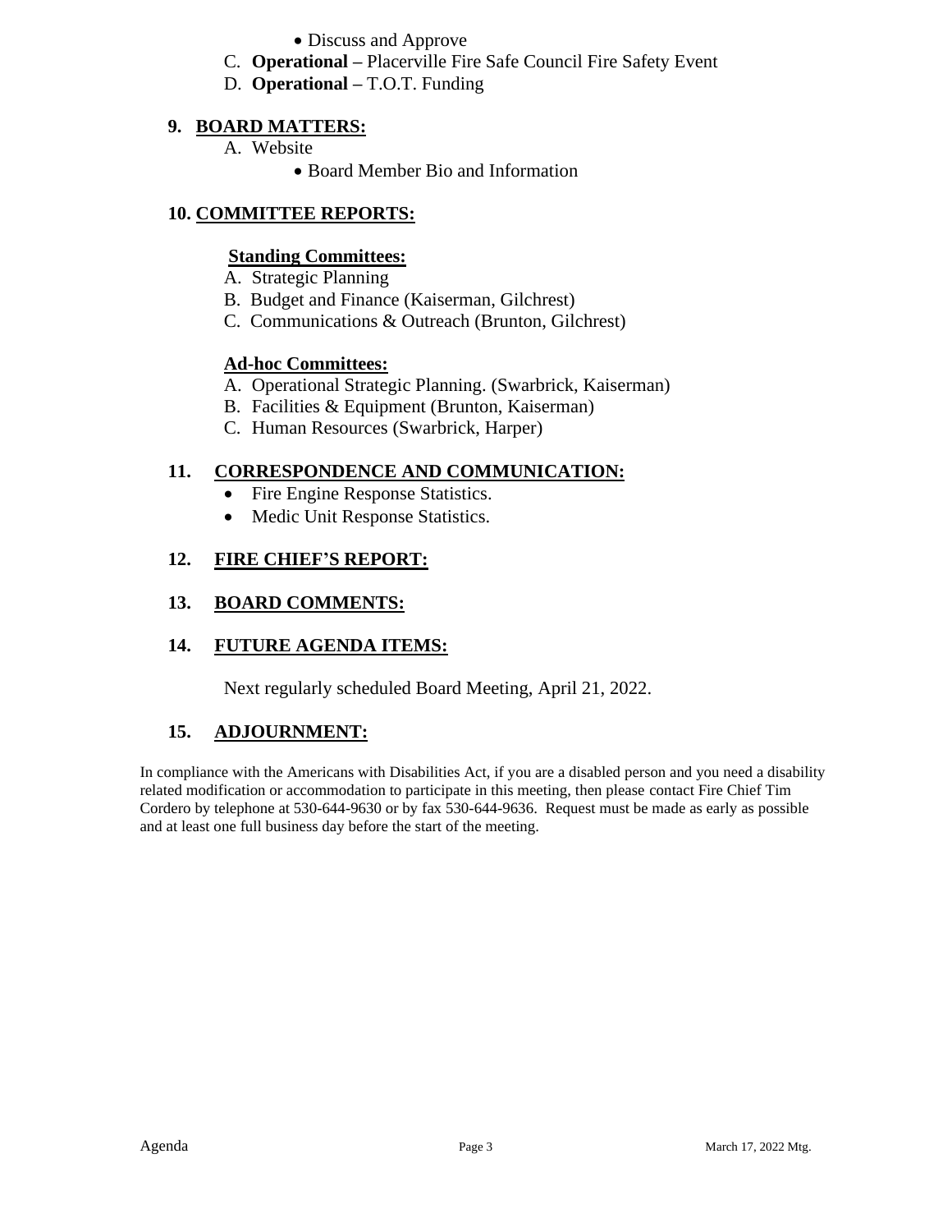- Discuss and Approve

C. **Operational –** Placerville Fire Safe Council Fire Safety Event

D. **Operational –** T.O.T. Funding

## 9. BOARD MATTERS:

A. Website

- Board Member Bio and Information

## 10. COMMITTEE REPORTS:

### Standing Committees:

A. Strategic Planning

B. Budget and Finance (Kaiserman, Gilchrest)

C. Communications & Outreach (Brunton, Gilchrest)

### Ad-hoc Committees:

A. Operational Strategic Planning. (Swarbrick, Kaiserman)

B. Facilities & Equipment (Brunton, Kaiserman)

C. Human Resources (Swarbrick, Harper)

## 11. CORRESPONDENCE AND COMMUNICATION:

- Fire Engine Response Statistics.
- Medic Unit Response Statistics.

## 12. FIRE CHIEF'S REPORT:

## 13. BOARD COMMENTS:

## 14. FUTURE AGENDA ITEMS:

Next regularly scheduled Board Meeting, April 21, 2022.

## 15. ADJOURNMENT:

In compliance with the Americans with Disabilities Act, if you are a disabled person and you need a disability related modification or accommodation to participate in this meeting, then please contact Fire Chief Tim Cordero by telephone at 530-644-9630 or by fax 530-644-9636. Request must be made as early as possible and at least one full business day before the start of the meeting.